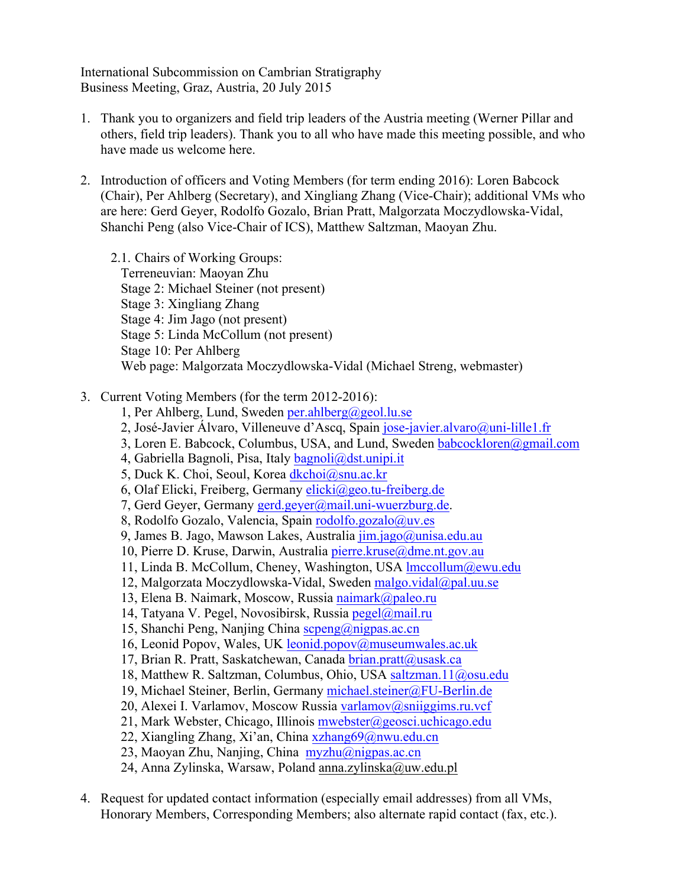International Subcommission on Cambrian Stratigraphy
Business Meeting, Graz, Austria, 20 July 2015

1. Thank you to organizers and field trip leaders of the Austria meeting (Werner Pillar and others, field trip leaders). Thank you to all who have made this meeting possible, and who have made us welcome here.

2. Introduction of officers and Voting Members (for term ending 2016): Loren Babcock (Chair), Per Ahlberg (Secretary), and Xingliang Zhang (Vice-Chair); additional VMs who are here: Gerd Geyer, Rodolfo Gozalo, Brian Pratt, Malgorzata Moczydlowska-Vidal, Shanchi Peng (also Vice-Chair of ICS), Matthew Saltzman, Maoyan Zhu.

   2.1. Chairs of Working Groups:
   Terreneuvian: Maoyan Zhu
   Stage 2: Michael Steiner (not present)
   Stage 3: Xingliang Zhang
   Stage 4: Jim Jago (not present)
   Stage 5: Linda McCollum (not present)
   Stage 10: Per Ahlberg
   Web page: Malgorzata Moczydlowska-Vidal (Michael Streng, webmaster)

3. Current Voting Members (for the term 2012-2016):
   1, Per Ahlberg, Lund, Sweden per.ahlberg@geol.lu.se
   2, José-Javier Álvaro, Villeneuve d'Ascq, Spain jose-javier.alvaro@uni-lille1.fr
   3, Loren E. Babcock, Columbus, USA, and Lund, Sweden babcockloren@gmail.com
   4, Gabriella Bagnoli, Pisa, Italy bagnoli@dst.unipi.it
   5, Duck K. Choi, Seoul, Korea dkchoi@snu.ac.kr
   6, Olaf Elicki, Freiberg, Germany elicki@geo.tu-freiberg.de
   7, Gerd Geyer, Germany gerd.geyer@mail.uni-wuerzburg.de.
   8, Rodolfo Gozalo, Valencia, Spain rodolfo.gozalo@uv.es
   9, James B. Jago, Mawson Lakes, Australia jim.jago@unisa.edu.au
   10, Pierre D. Kruse, Darwin, Australia pierre.kruse@dme.nt.gov.au
   11, Linda B. McCollum, Cheney, Washington, USA lmccollum@ewu.edu
   12, Malgorzata Moczydlowska-Vidal, Sweden malgo.vidal@pal.uu.se
   13, Elena B. Naimark, Moscow, Russia naimark@paleo.ru
   14, Tatyana V. Pegel, Novosibirsk, Russia pegel@mail.ru
   15, Shanchi Peng, Nanjing China scpeng@nigpas.ac.cn
   16, Leonid Popov, Wales, UK leonid.popov@museumwales.ac.uk
   17, Brian R. Pratt, Saskatchewan, Canada brian.pratt@usask.ca
   18, Matthew R. Saltzman, Columbus, Ohio, USA saltzman.11@osu.edu
   19, Michael Steiner, Berlin, Germany michael.steiner@FU-Berlin.de
   20, Alexei I. Varlamov, Moscow Russia varlamov@sniiggims.ru.vcf
   21, Mark Webster, Chicago, Illinois mwebster@geosci.uchicago.edu
   22, Xiangling Zhang, Xi'an, China xzhang69@nwu.edu.cn
   23, Maoyan Zhu, Nanjing, China myzhu@nigpas.ac.cn
   24, Anna Zylinska, Warsaw, Poland anna.zylinska@uw.edu.pl

4. Request for updated contact information (especially email addresses) from all VMs, Honorary Members, Corresponding Members; also alternate rapid contact (fax, etc.).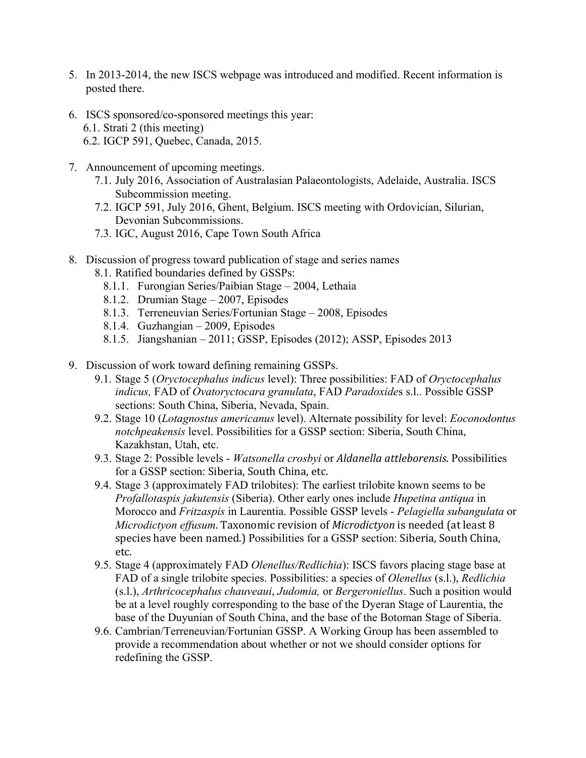5. In 2013-2014, the new ISCS webpage was introduced and modified. Recent information is posted there.

6. ISCS sponsored/co-sponsored meetings this year:
   6.1. Strati 2 (this meeting)
   6.2. IGCP 591, Quebec, Canada, 2015.

7. Announcement of upcoming meetings.
   7.1. July 2016, Association of Australasian Palaeontologists, Adelaide, Australia. ISCS Subcommission meeting.
   7.2. IGCP 591, July 2016, Ghent, Belgium. ISCS meeting with Ordovician, Silurian, Devonian Subcommissions.
   7.3. IGC, August 2016, Cape Town South Africa

8. Discussion of progress toward publication of stage and series names
   8.1. Ratified boundaries defined by GSSPs:
      8.1.1. Furongian Series/Paibian Stage – 2004, Lethaia
      8.1.2. Drumian Stage – 2007, Episodes
      8.1.3. Terreneuvian Series/Fortunian Stage – 2008, Episodes
      8.1.4. Guzhangian – 2009, Episodes
      8.1.5. Jiangshanian – 2011; GSSP, Episodes (2012); ASSP, Episodes 2013

9. Discussion of work toward defining remaining GSSPs.
   9.1. Stage 5 (*Oryctocephalus indicus* level): Three possibilities: FAD of *Oryctocephalus indicus,* FAD of *Ovatoryctocara granulata*, FAD *Paradoxide*s s.l.. Possible GSSP sections: South China, Siberia, Nevada, Spain.
   9.2. Stage 10 (*Lotagnostus americanus* level). Alternate possibility for level: *Eoconodontus notchpeakensis* level. Possibilities for a GSSP section: Siberia, South China, Kazakhstan, Utah, etc.
   9.3. Stage 2: Possible levels - *Watsonella crosbyi* or *Aldanella attleborensis*. Possibilities for a GSSP section: Siberia, South China, etc.
   9.4. Stage 3 (approximately FAD trilobites): The earliest trilobite known seems to be *Profallotaspis jakutensis* (Siberia). Other early ones include *Hupetina antiqua* in Morocco and *Fritzaspis* in Laurentia. Possible GSSP levels - *Pelagiella subangulata* or *Microdictyon effusum*. Taxonomic revision of *Microdictyon* is needed (at least 8 species have been named.) Possibilities for a GSSP section: Siberia, South China, etc.
   9.5. Stage 4 (approximately FAD *Olenellus/Redlichia*): ISCS favors placing stage base at FAD of a single trilobite species. Possibilities: a species of *Olenellus* (s.l.), *Redlichia* (s.l.), *Arthricocephalus chauveaui*, *Judomia,* or *Bergeroniellus*. Such a position would be at a level roughly corresponding to the base of the Dyeran Stage of Laurentia, the base of the Duyunian of South China, and the base of the Botoman Stage of Siberia.
   9.6. Cambrian/Terreneuvian/Fortunian GSSP. A Working Group has been assembled to provide a recommendation about whether or not we should consider options for redefining the GSSP.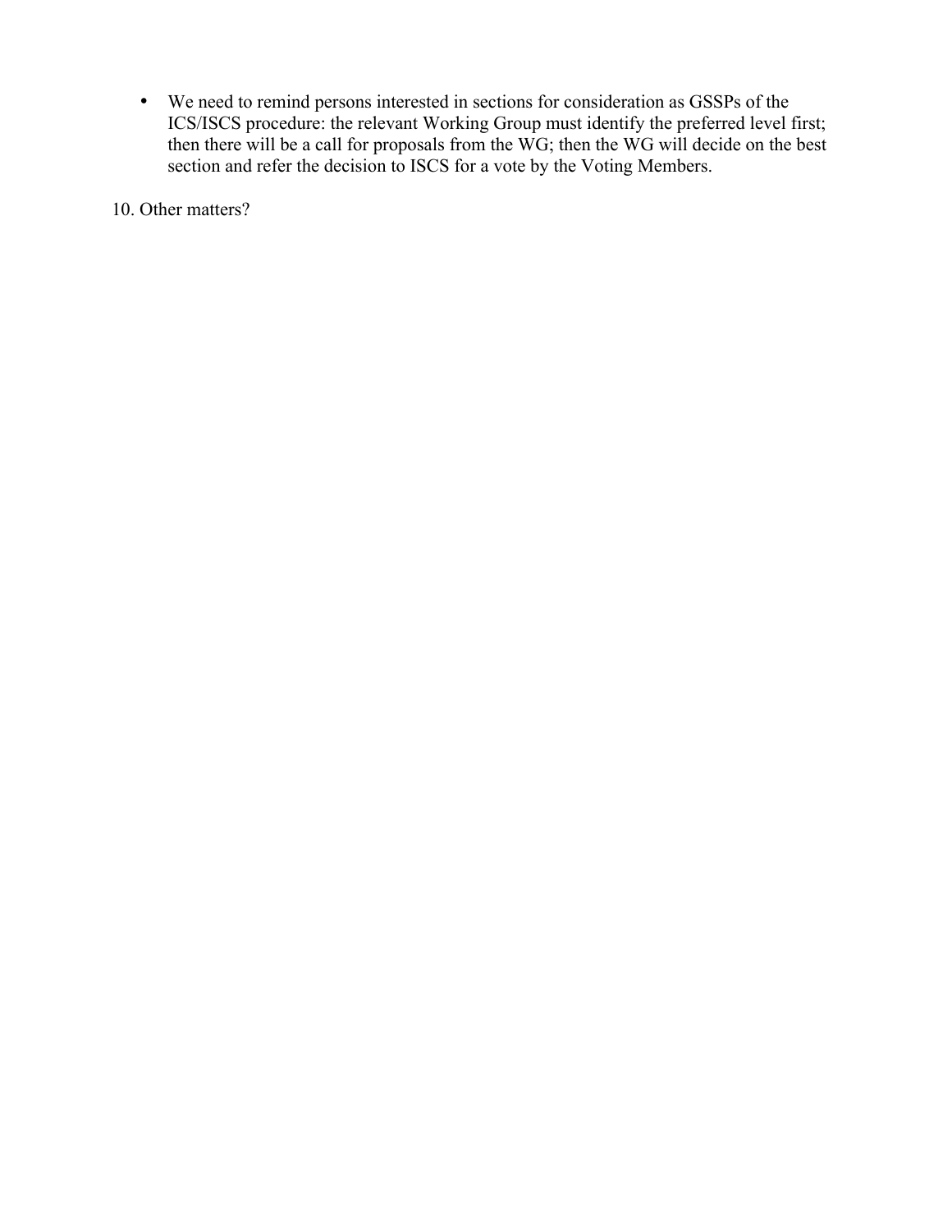- We need to remind persons interested in sections for consideration as GSSPs of the ICS/ISCS procedure: the relevant Working Group must identify the preferred level first; then there will be a call for proposals from the WG; then the WG will decide on the best section and refer the decision to ISCS for a vote by the Voting Members.

10. Other matters?